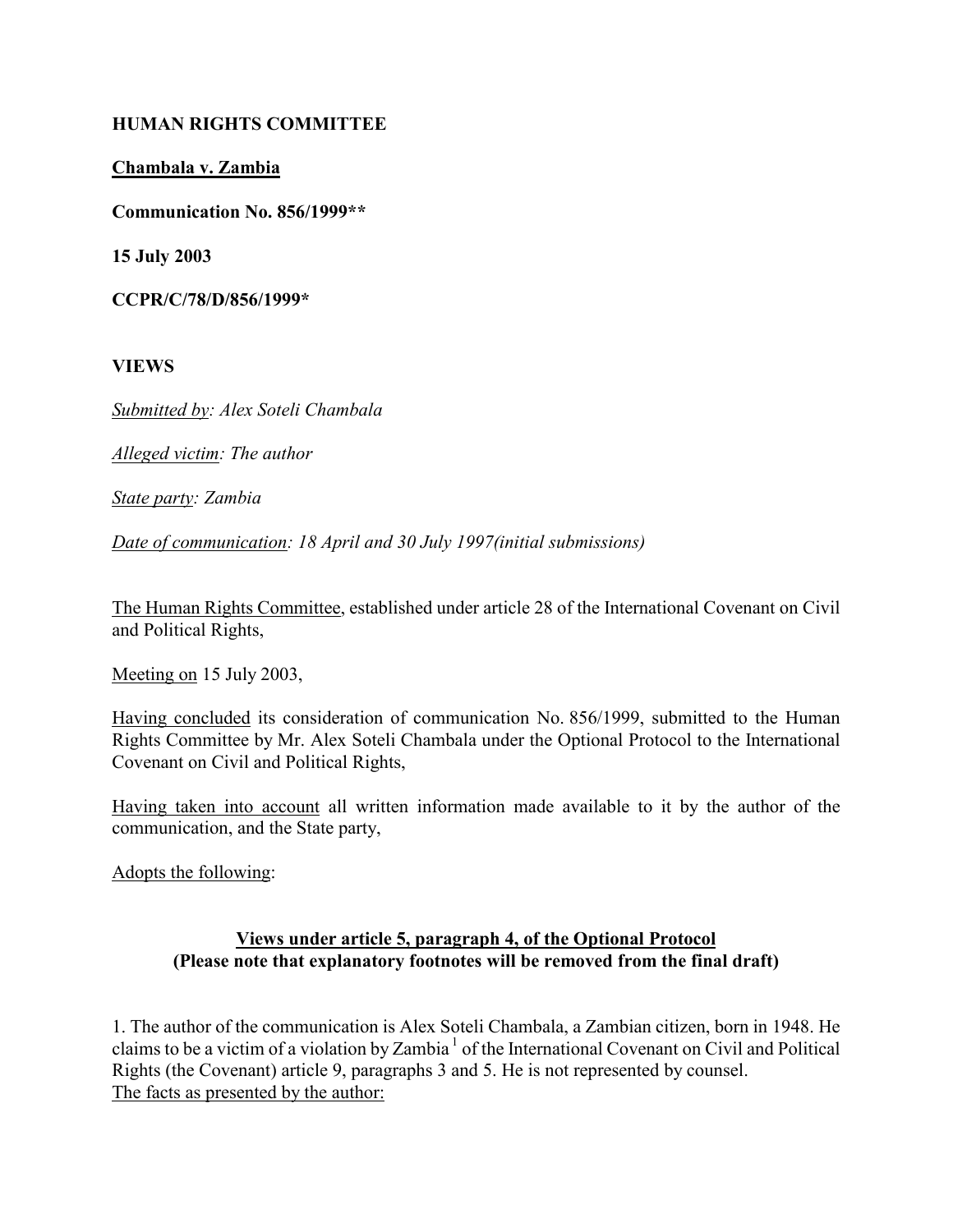**HUMAN RIGHTS COMMITTEE**

**Chambala v. Zambia**

**Communication No. 856/1999****

**15 July 2003**

**CCPR/C/78/D/856/1999***

**VIEWS**

*Submitted by: Alex Soteli Chambala*

*Alleged victim: The author*

*State party: Zambia*

*Date of communication: 18 April and 30 July 1997(initial submissions)*

The Human Rights Committee, established under article 28 of the International Covenant on Civil and Political Rights,

Meeting on 15 July 2003,

Having concluded its consideration of communication No. 856/1999, submitted to the Human Rights Committee by Mr. Alex Soteli Chambala under the Optional Protocol to the International Covenant on Civil and Political Rights,

Having taken into account all written information made available to it by the author of the communication, and the State party,

Adopts the following:

**Views under article 5, paragraph 4, of the Optional Protocol**
**(Please note that explanatory footnotes will be removed from the final draft)**

1. The author of the communication is Alex Soteli Chambala, a Zambian citizen, born in 1948. He claims to be a victim of a violation by Zambia [1] of the International Covenant on Civil and Political Rights (the Covenant) article 9, paragraphs 3 and 5. He is not represented by counsel.

The facts as presented by the author: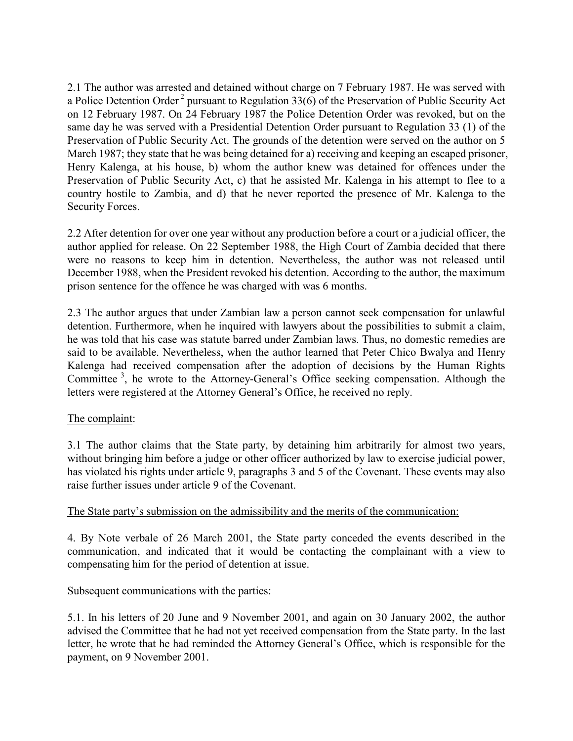2.1 The author was arrested and detained without charge on 7 February 1987. He was served with a Police Detention Order [2] pursuant to Regulation 33(6) of the Preservation of Public Security Act on 12 February 1987. On 24 February 1987 the Police Detention Order was revoked, but on the same day he was served with a Presidential Detention Order pursuant to Regulation 33 (1) of the Preservation of Public Security Act. The grounds of the detention were served on the author on 5 March 1987; they state that he was being detained for a) receiving and keeping an escaped prisoner, Henry Kalenga, at his house, b) whom the author knew was detained for offences under the Preservation of Public Security Act, c) that he assisted Mr. Kalenga in his attempt to flee to a country hostile to Zambia, and d) that he never reported the presence of Mr. Kalenga to the Security Forces.

2.2 After detention for over one year without any production before a court or a judicial officer, the author applied for release. On 22 September 1988, the High Court of Zambia decided that there were no reasons to keep him in detention. Nevertheless, the author was not released until December 1988, when the President revoked his detention. According to the author, the maximum prison sentence for the offence he was charged with was 6 months.

2.3 The author argues that under Zambian law a person cannot seek compensation for unlawful detention. Furthermore, when he inquired with lawyers about the possibilities to submit a claim, he was told that his case was statute barred under Zambian laws. Thus, no domestic remedies are said to be available. Nevertheless, when the author learned that Peter Chico Bwalya and Henry Kalenga had received compensation after the adoption of decisions by the Human Rights Committee [3], he wrote to the Attorney-General's Office seeking compensation. Although the letters were registered at the Attorney General's Office, he received no reply.

The complaint:

3.1 The author claims that the State party, by detaining him arbitrarily for almost two years, without bringing him before a judge or other officer authorized by law to exercise judicial power, has violated his rights under article 9, paragraphs 3 and 5 of the Covenant. These events may also raise further issues under article 9 of the Covenant.

The State party's submission on the admissibility and the merits of the communication:

4. By Note verbale of 26 March 2001, the State party conceded the events described in the communication, and indicated that it would be contacting the complainant with a view to compensating him for the period of detention at issue.

Subsequent communications with the parties:

5.1. In his letters of 20 June and 9 November 2001, and again on 30 January 2002, the author advised the Committee that he had not yet received compensation from the State party. In the last letter, he wrote that he had reminded the Attorney General's Office, which is responsible for the payment, on 9 November 2001.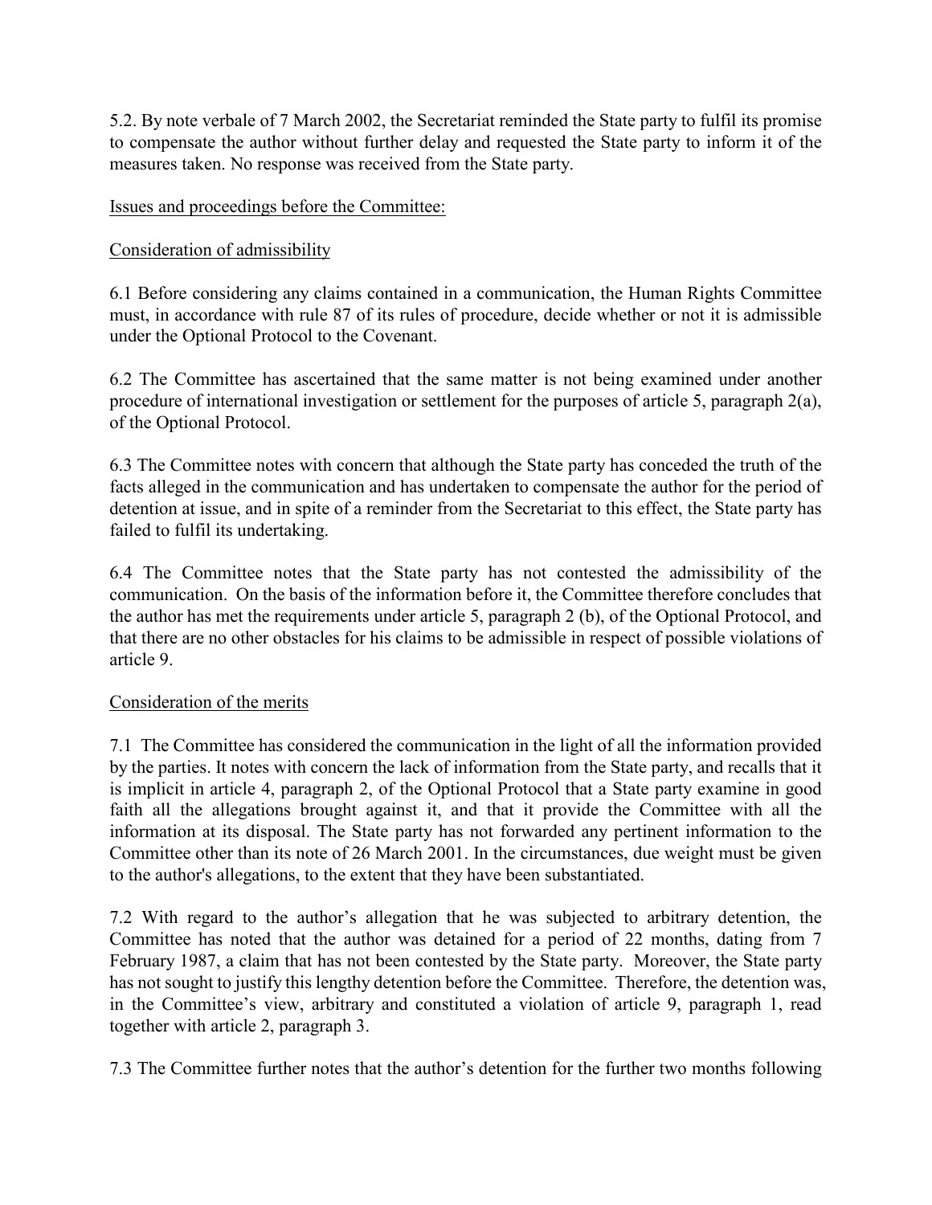5.2. By note verbale of 7 March 2002, the Secretariat reminded the State party to fulfil its promise to compensate the author without further delay and requested the State party to inform it of the measures taken. No response was received from the State party.

Issues and proceedings before the Committee:

Consideration of admissibility

6.1 Before considering any claims contained in a communication, the Human Rights Committee must, in accordance with rule 87 of its rules of procedure, decide whether or not it is admissible under the Optional Protocol to the Covenant.

6.2 The Committee has ascertained that the same matter is not being examined under another procedure of international investigation or settlement for the purposes of article 5, paragraph 2(a), of the Optional Protocol.

6.3 The Committee notes with concern that although the State party has conceded the truth of the facts alleged in the communication and has undertaken to compensate the author for the period of detention at issue, and in spite of a reminder from the Secretariat to this effect, the State party has failed to fulfil its undertaking.

6.4 The Committee notes that the State party has not contested the admissibility of the communication. On the basis of the information before it, the Committee therefore concludes that the author has met the requirements under article 5, paragraph 2 (b), of the Optional Protocol, and that there are no other obstacles for his claims to be admissible in respect of possible violations of article 9.

Consideration of the merits

7.1 The Committee has considered the communication in the light of all the information provided by the parties. It notes with concern the lack of information from the State party, and recalls that it is implicit in article 4, paragraph 2, of the Optional Protocol that a State party examine in good faith all the allegations brought against it, and that it provide the Committee with all the information at its disposal. The State party has not forwarded any pertinent information to the Committee other than its note of 26 March 2001. In the circumstances, due weight must be given to the author's allegations, to the extent that they have been substantiated.

7.2 With regard to the author's allegation that he was subjected to arbitrary detention, the Committee has noted that the author was detained for a period of 22 months, dating from 7 February 1987, a claim that has not been contested by the State party. Moreover, the State party has not sought to justify this lengthy detention before the Committee. Therefore, the detention was, in the Committee's view, arbitrary and constituted a violation of article 9, paragraph 1, read together with article 2, paragraph 3.

7.3 The Committee further notes that the author's detention for the further two months following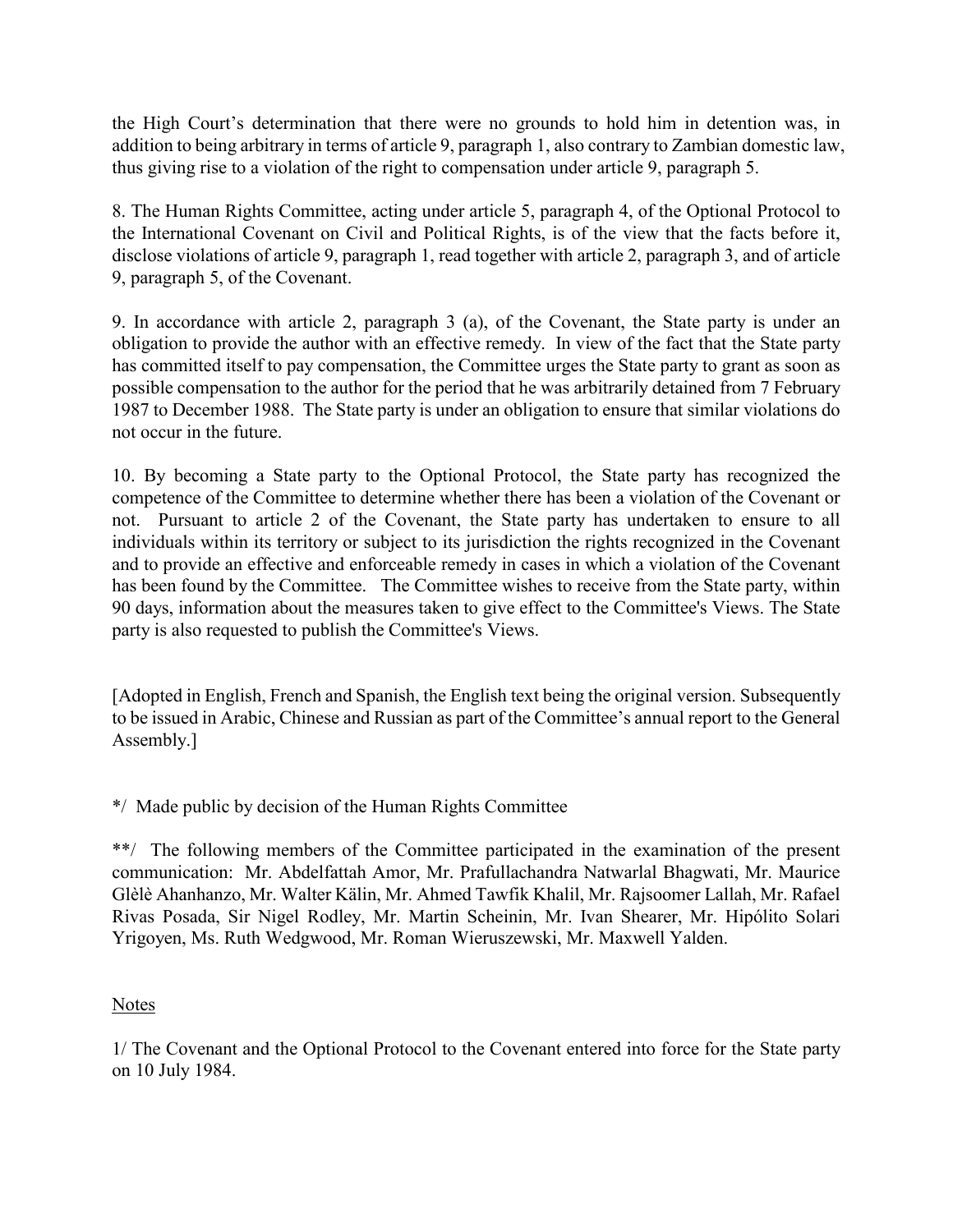the High Court's determination that there were no grounds to hold him in detention was, in addition to being arbitrary in terms of article 9, paragraph 1, also contrary to Zambian domestic law, thus giving rise to a violation of the right to compensation under article 9, paragraph 5.

8. The Human Rights Committee, acting under article 5, paragraph 4, of the Optional Protocol to the International Covenant on Civil and Political Rights, is of the view that the facts before it, disclose violations of article 9, paragraph 1, read together with article 2, paragraph 3, and of article 9, paragraph 5, of the Covenant.

9. In accordance with article 2, paragraph 3 (a), of the Covenant, the State party is under an obligation to provide the author with an effective remedy. In view of the fact that the State party has committed itself to pay compensation, the Committee urges the State party to grant as soon as possible compensation to the author for the period that he was arbitrarily detained from 7 February 1987 to December 1988. The State party is under an obligation to ensure that similar violations do not occur in the future.

10. By becoming a State party to the Optional Protocol, the State party has recognized the competence of the Committee to determine whether there has been a violation of the Covenant or not. Pursuant to article 2 of the Covenant, the State party has undertaken to ensure to all individuals within its territory or subject to its jurisdiction the rights recognized in the Covenant and to provide an effective and enforceable remedy in cases in which a violation of the Covenant has been found by the Committee. The Committee wishes to receive from the State party, within 90 days, information about the measures taken to give effect to the Committee's Views. The State party is also requested to publish the Committee's Views.

[Adopted in English, French and Spanish, the English text being the original version. Subsequently to be issued in Arabic, Chinese and Russian as part of the Committee's annual report to the General Assembly.]

*/ Made public by decision of the Human Rights Committee

**/ The following members of the Committee participated in the examination of the present communication: Mr. Abdelfattah Amor, Mr. Prafullachandra Natwarlal Bhagwati, Mr. Maurice Glèlè Ahanhanzo, Mr. Walter Kälin, Mr. Ahmed Tawfik Khalil, Mr. Rajsoomer Lallah, Mr. Rafael Rivas Posada, Sir Nigel Rodley, Mr. Martin Scheinin, Mr. Ivan Shearer, Mr. Hipólito Solari Yrigoyen, Ms. Ruth Wedgwood, Mr. Roman Wieruszewski, Mr. Maxwell Yalden.

<u>Notes</u>

1/ The Covenant and the Optional Protocol to the Covenant entered into force for the State party on 10 July 1984.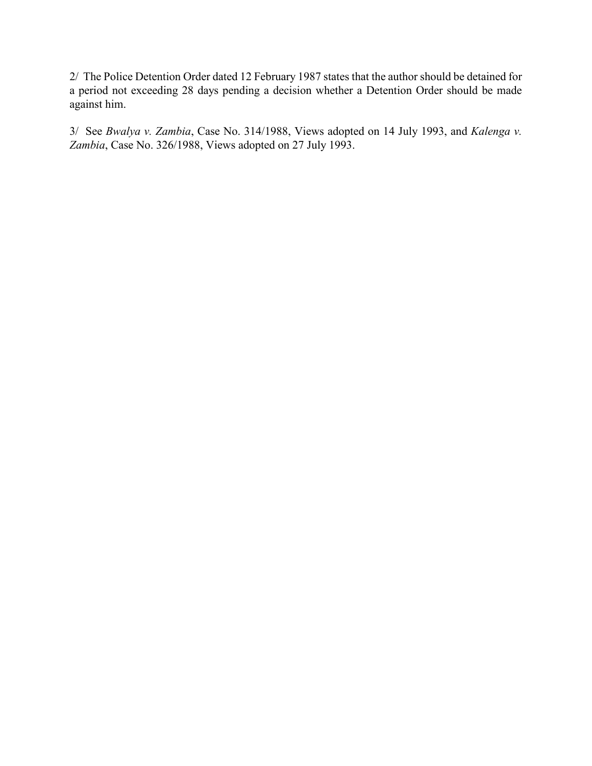2/ The Police Detention Order dated 12 February 1987 states that the author should be detained for a period not exceeding 28 days pending a decision whether a Detention Order should be made against him.

3/ See *Bwalya v. Zambia*, Case No. 314/1988, Views adopted on 14 July 1993, and *Kalenga v. Zambia*, Case No. 326/1988, Views adopted on 27 July 1993.